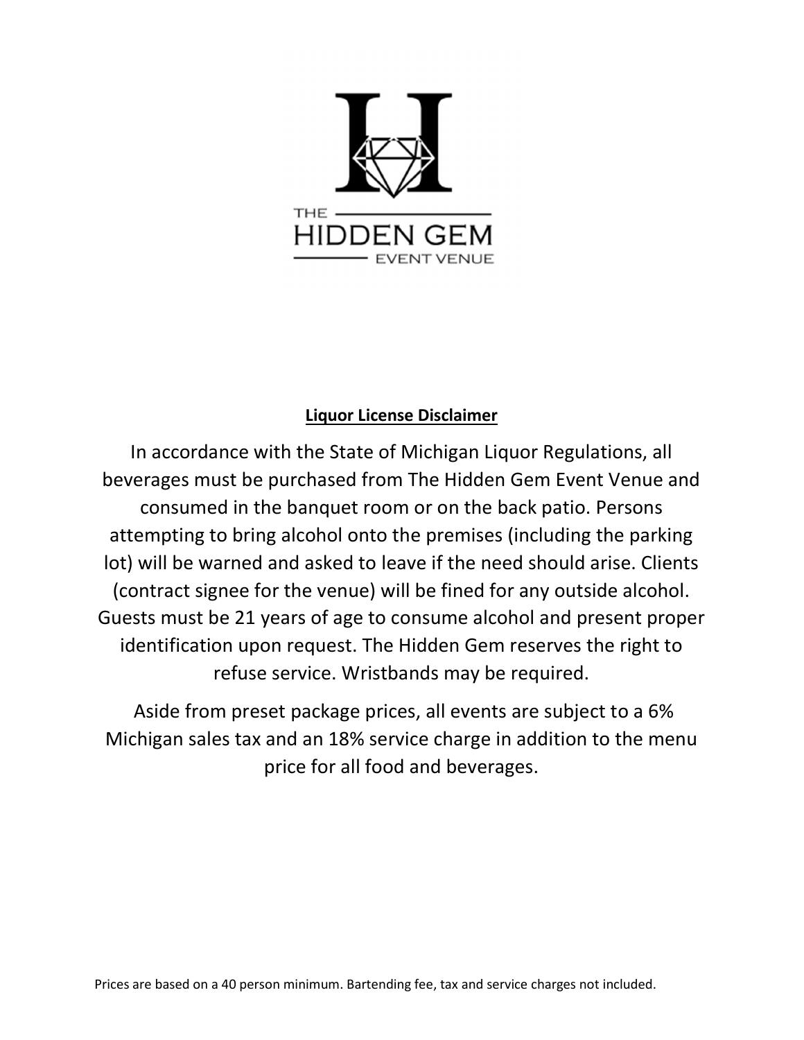THE HIDDEN GEM EVENT VENUE

## Liquor License Disclaimer

In accordance with the State of Michigan Liquor Regulations, all beverages must be purchased from The Hidden Gem Event Venue and consumed in the banquet room or on the back patio. Persons attempting to bring alcohol onto the premises (including the parking lot) will be warned and asked to leave if the need should arise. Clients (contract signee for the venue) will be fined for any outside alcohol. Guests must be 21 years of age to consume alcohol and present proper identification upon request. The Hidden Gem reserves the right to refuse service. Wristbands may be required.

Aside from preset package prices, all events are subject to a 6% Michigan sales tax and an 18% service charge in addition to the menu price for all food and beverages.

Prices are based on a 40 person minimum. Bartending fee, tax and service charges not included.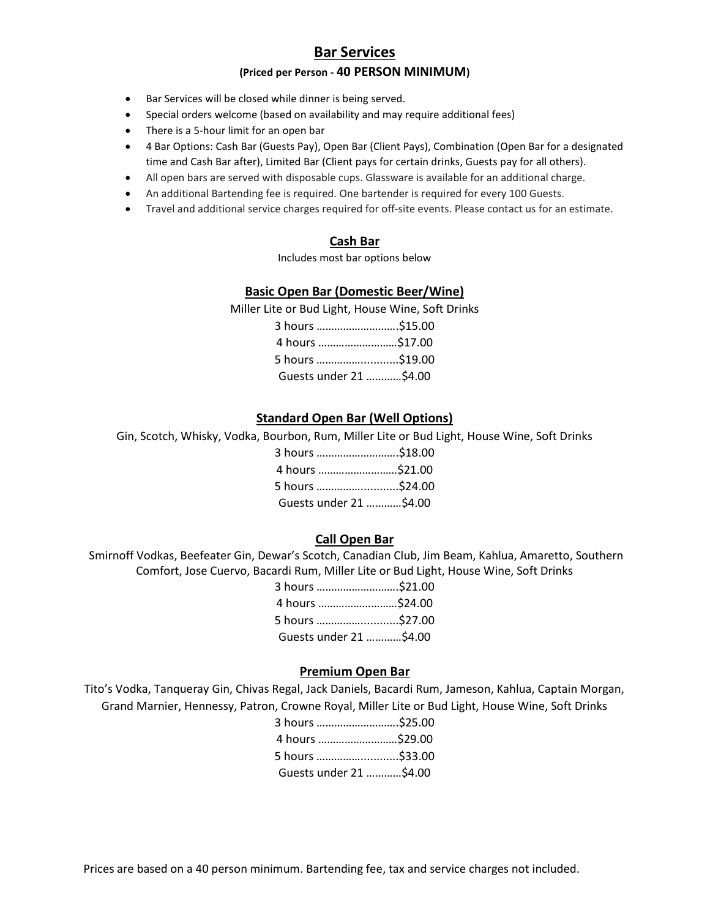## Bar Services

**(Priced per Person - 40 PERSON MINIMUM)**

- Bar Services will be closed while dinner is being served.
- Special orders welcome (based on availability and may require additional fees)
- There is a 5-hour limit for an open bar
- 4 Bar Options: Cash Bar (Guests Pay), Open Bar (Client Pays), Combination (Open Bar for a designated time and Cash Bar after), Limited Bar (Client pays for certain drinks, Guests pay for all others).
- All open bars are served with disposable cups. Glassware is available for an additional charge.
- An additional Bartending fee is required. One bartender is required for every 100 Guests.
- Travel and additional service charges required for off-site events. Please contact us for an estimate.

### Cash Bar

Includes most bar options below

### Basic Open Bar (Domestic Beer/Wine)

Miller Lite or Bud Light, House Wine, Soft Drinks

3 hours ……………………….$15.00
4 hours ………………………$17.00
5 hours ………………..........$19.00
Guests under 21 …………$4.00

### Standard Open Bar (Well Options)

Gin, Scotch, Whisky, Vodka, Bourbon, Rum, Miller Lite or Bud Light, House Wine, Soft Drinks

3 hours ……………………….$18.00
4 hours ………………………$21.00
5 hours ………………..........$24.00
Guests under 21 …………$4.00

### Call Open Bar

Smirnoff Vodkas, Beefeater Gin, Dewar's Scotch, Canadian Club, Jim Beam, Kahlua, Amaretto, Southern Comfort, Jose Cuervo, Bacardi Rum, Miller Lite or Bud Light, House Wine, Soft Drinks

3 hours ……………………….$21.00
4 hours ………………………$24.00
5 hours ………………..........$27.00
Guests under 21 …………$4.00

### Premium Open Bar

Tito's Vodka, Tanqueray Gin, Chivas Regal, Jack Daniels, Bacardi Rum, Jameson, Kahlua, Captain Morgan, Grand Marnier, Hennessy, Patron, Crowne Royal, Miller Lite or Bud Light, House Wine, Soft Drinks

3 hours ……………………….$25.00
4 hours ………………………$29.00
5 hours ………………..........$33.00
Guests under 21 …………$4.00

Prices are based on a 40 person minimum. Bartending fee, tax and service charges not included.